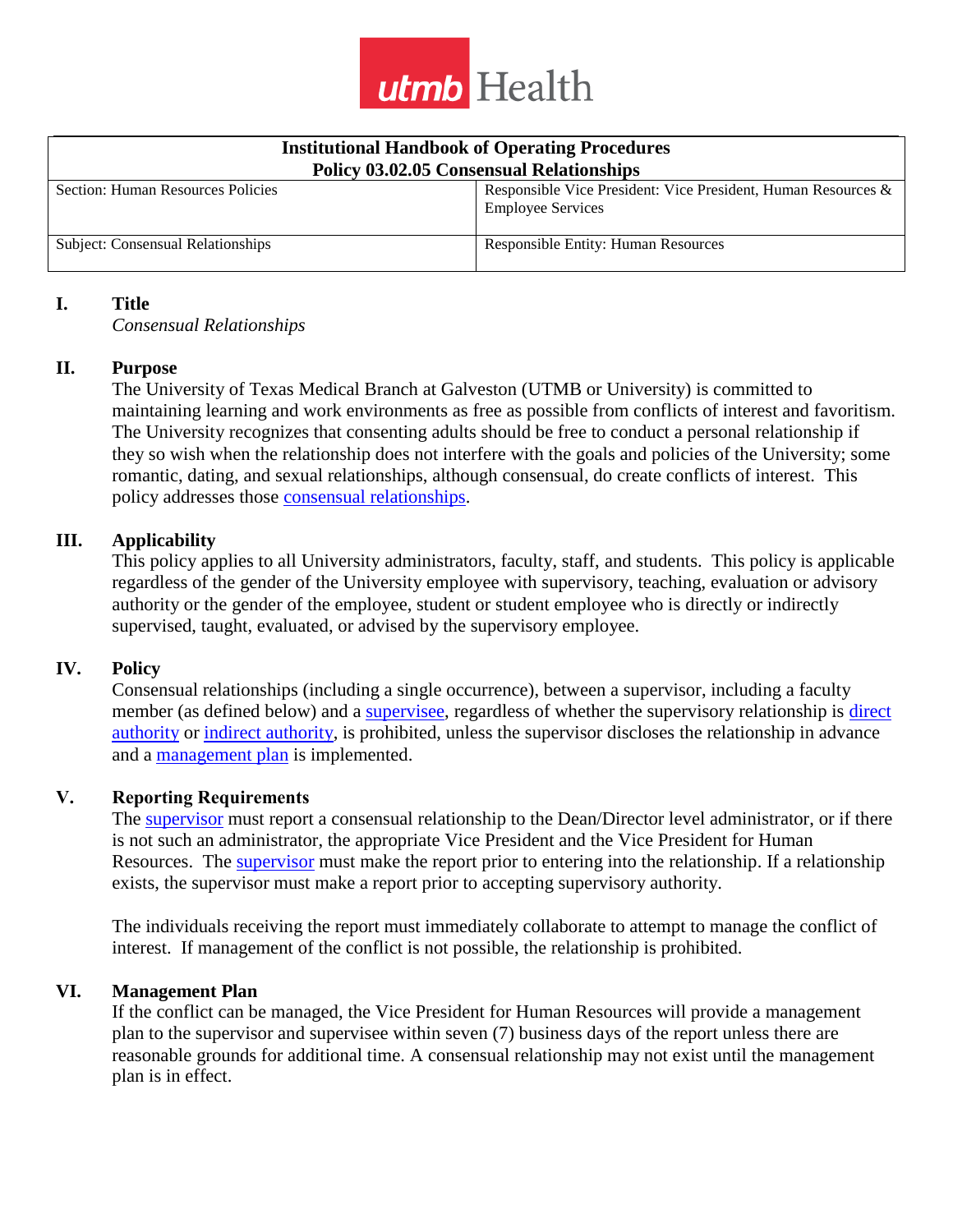utmb Health

| Institutional Handbook of Operating Procedures<br>Policy 03.02.05 Consensual Relationships | |
|---|---|
| Section: Human Resources Policies | Responsible Vice President: Vice President, Human Resources & Employee Services |
| Subject: Consensual Relationships | Responsible Entity: Human Resources |

## I. Title

*Consensual Relationships*

## II. Purpose

The University of Texas Medical Branch at Galveston (UTMB or University) is committed to maintaining learning and work environments as free as possible from conflicts of interest and favoritism. The University recognizes that consenting adults should be free to conduct a personal relationship if they so wish when the relationship does not interfere with the goals and policies of the University; some romantic, dating, and sexual relationships, although consensual, do create conflicts of interest. This policy addresses those consensual relationships.

## III. Applicability

This policy applies to all University administrators, faculty, staff, and students. This policy is applicable regardless of the gender of the University employee with supervisory, teaching, evaluation or advisory authority or the gender of the employee, student or student employee who is directly or indirectly supervised, taught, evaluated, or advised by the supervisory employee.

## IV. Policy

Consensual relationships (including a single occurrence), between a supervisor, including a faculty member (as defined below) and a supervisee, regardless of whether the supervisory relationship is direct authority or indirect authority, is prohibited, unless the supervisor discloses the relationship in advance and a management plan is implemented.

## V. Reporting Requirements

The supervisor must report a consensual relationship to the Dean/Director level administrator, or if there is not such an administrator, the appropriate Vice President and the Vice President for Human Resources. The supervisor must make the report prior to entering into the relationship. If a relationship exists, the supervisor must make a report prior to accepting supervisory authority.

The individuals receiving the report must immediately collaborate to attempt to manage the conflict of interest. If management of the conflict is not possible, the relationship is prohibited.

## VI. Management Plan

If the conflict can be managed, the Vice President for Human Resources will provide a management plan to the supervisor and supervisee within seven (7) business days of the report unless there are reasonable grounds for additional time. A consensual relationship may not exist until the management plan is in effect.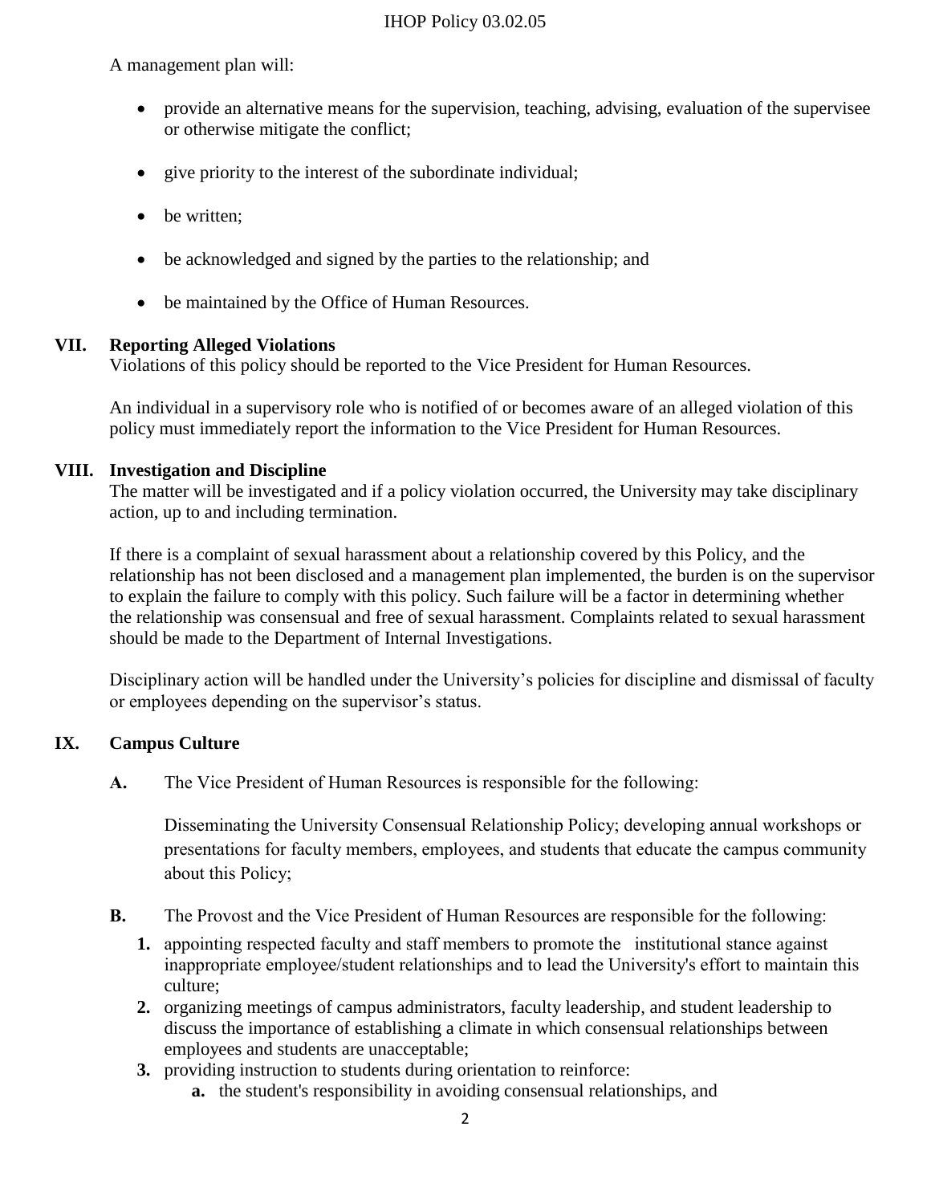A management plan will:

- provide an alternative means for the supervision, teaching, advising, evaluation of the supervisee or otherwise mitigate the conflict;
- give priority to the interest of the subordinate individual;
- be written;
- be acknowledged and signed by the parties to the relationship; and
- be maintained by the Office of Human Resources.

## VII. Reporting Alleged Violations

Violations of this policy should be reported to the Vice President for Human Resources.

An individual in a supervisory role who is notified of or becomes aware of an alleged violation of this policy must immediately report the information to the Vice President for Human Resources.

## VIII. Investigation and Discipline

The matter will be investigated and if a policy violation occurred, the University may take disciplinary action, up to and including termination.

If there is a complaint of sexual harassment about a relationship covered by this Policy, and the relationship has not been disclosed and a management plan implemented, the burden is on the supervisor to explain the failure to comply with this policy. Such failure will be a factor in determining whether the relationship was consensual and free of sexual harassment. Complaints related to sexual harassment should be made to the Department of Internal Investigations.

Disciplinary action will be handled under the University's policies for discipline and dismissal of faculty or employees depending on the supervisor's status.

## IX. Campus Culture

**A.** The Vice President of Human Resources is responsible for the following:

Disseminating the University Consensual Relationship Policy; developing annual workshops or presentations for faculty members, employees, and students that educate the campus community about this Policy;

**B.** The Provost and the Vice President of Human Resources are responsible for the following:

1. appointing respected faculty and staff members to promote the institutional stance against inappropriate employee/student relationships and to lead the University's effort to maintain this culture;
2. organizing meetings of campus administrators, faculty leadership, and student leadership to discuss the importance of establishing a climate in which consensual relationships between employees and students are unacceptable;
3. providing instruction to students during orientation to reinforce:
    a. the student's responsibility in avoiding consensual relationships, and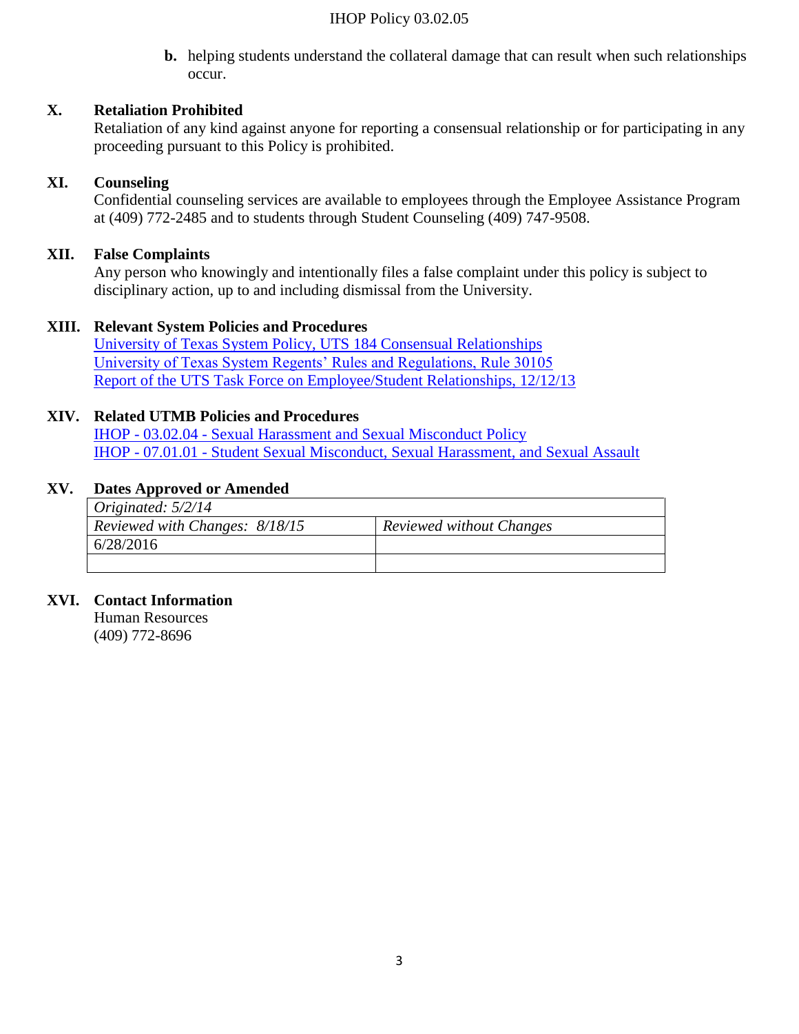**b.** helping students understand the collateral damage that can result when such relationships occur.

## X. Retaliation Prohibited

Retaliation of any kind against anyone for reporting a consensual relationship or for participating in any proceeding pursuant to this Policy is prohibited.

## XI. Counseling

Confidential counseling services are available to employees through the Employee Assistance Program at (409) 772-2485 and to students through Student Counseling (409) 747-9508.

## XII. False Complaints

Any person who knowingly and intentionally files a false complaint under this policy is subject to disciplinary action, up to and including dismissal from the University.

## XIII. Relevant System Policies and Procedures

University of Texas System Policy, UTS 184 Consensual Relationships
University of Texas System Regents' Rules and Regulations, Rule 30105
Report of the UTS Task Force on Employee/Student Relationships, 12/12/13

## XIV. Related UTMB Policies and Procedures

IHOP - 03.02.04 - Sexual Harassment and Sexual Misconduct Policy
IHOP - 07.01.01 - Student Sexual Misconduct, Sexual Harassment, and Sexual Assault

## XV. Dates Approved or Amended

| *Originated: 5/2/14* | |
|---|---|
| *Reviewed with Changes: 8/18/15* | *Reviewed without Changes* |
| 6/28/2016 | |
| | |

## XVI. Contact Information

Human Resources
(409) 772-8696